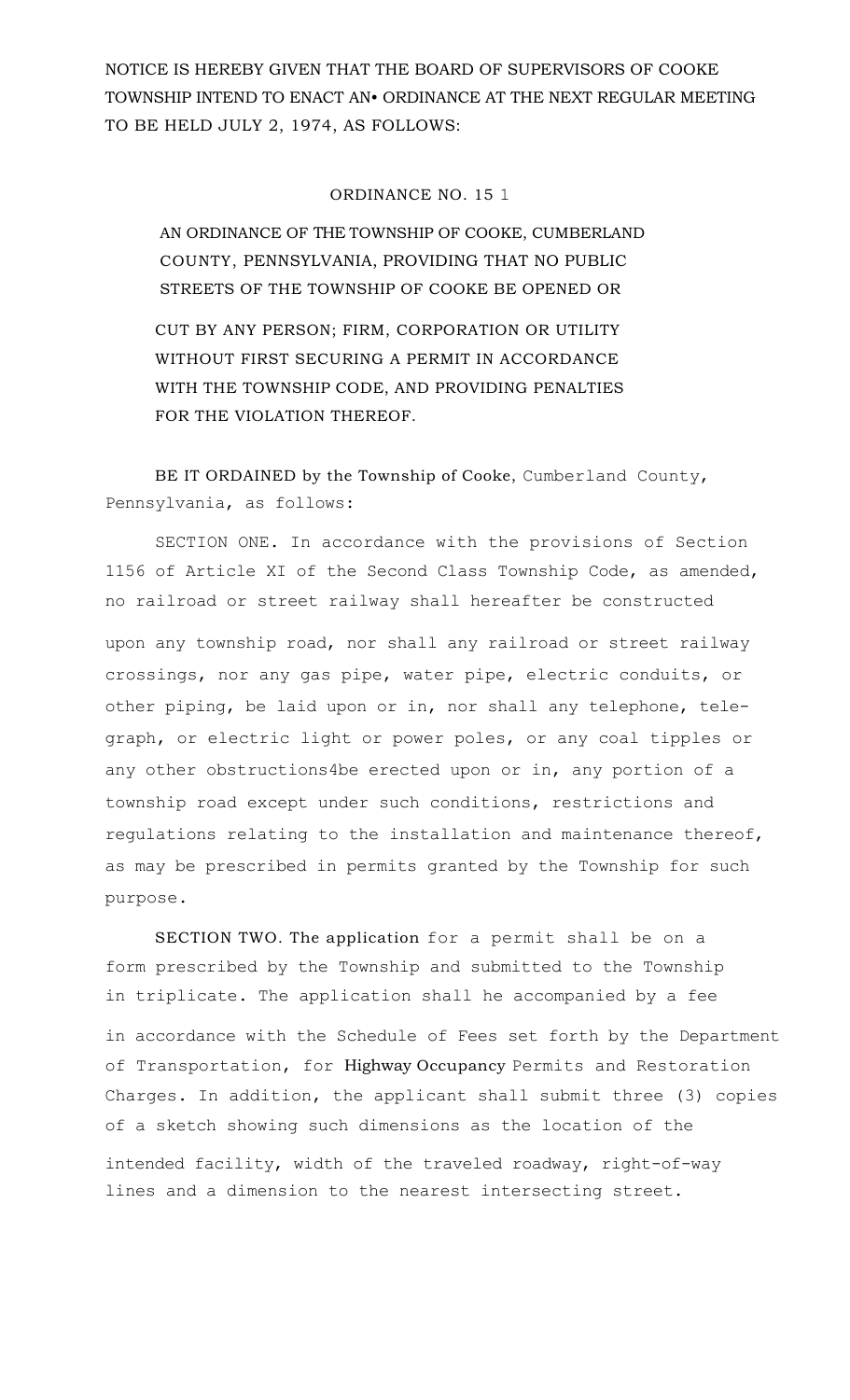NOTICE IS HEREBY GIVEN THAT THE BOARD OF SUPERVISORS OF COOKE TOWNSHIP INTEND TO ENACT AN• ORDINANCE AT THE NEXT REGULAR MEETING TO BE HELD JULY 2, 1974, AS FOLLOWS:

ORDINANCE NO. 15 1

AN ORDINANCE OF THE TOWNSHIP OF COOKE, CUMBERLAND COUNTY, PENNSYLVANIA, PROVIDING THAT NO PUBLIC STREETS OF THE TOWNSHIP OF COOKE BE OPENED OR CUT BY ANY PERSON; FIRM, CORPORATION OR UTILITY WITHOUT FIRST SECURING A PERMIT IN ACCORDANCE WITH THE TOWNSHIP CODE, AND PROVIDING PENALTIES FOR THE VIOLATION THEREOF.

BE IT ORDAINED by the Township of Cooke, Cumberland County, Pennsylvania, as follows:

SECTION ONE. In accordance with the provisions of Section 1156 of Article XI of the Second Class Township Code, as amended, no railroad or street railway shall hereafter be constructed upon any township road, nor shall any railroad or street railway crossings, nor any gas pipe, water pipe, electric conduits, or other piping, be laid upon or in, nor shall any telephone, telegraph, or electric light or power poles, or any coal tipples or any other obstructions4be erected upon or in, any portion of a township road except under such conditions, restrictions and regulations relating to the installation and maintenance thereof, as may be prescribed in permits granted by the Township for such purpose.

SECTION TWO. The application for a permit shall be on a form prescribed by the Township and submitted to the Township in triplicate. The application shall he accompanied by a fee in accordance with the Schedule of Fees set forth by the Department of Transportation, for Highway Occupancy Permits and Restoration Charges. In addition, the applicant shall submit three (3) copies of a sketch showing such dimensions as the location of the intended facility, width of the traveled roadway, right-of-way lines and a dimension to the nearest intersecting street.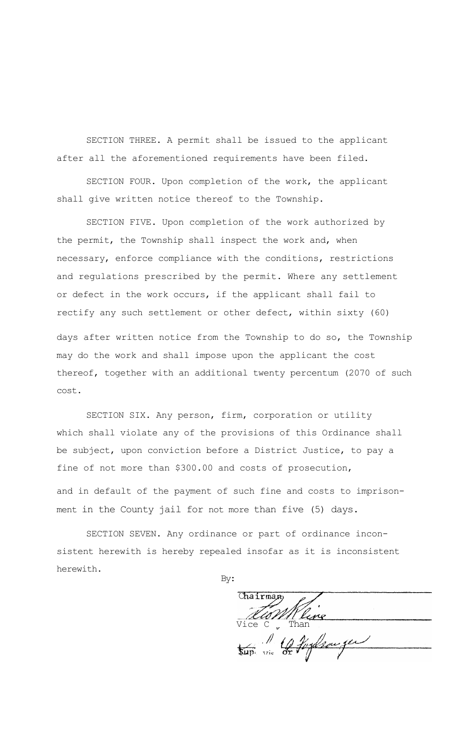SECTION THREE. A permit shall be issued to the applicant after all the aforementioned requirements have been filed.

SECTION FOUR. Upon completion of the work, the applicant shall give written notice thereof to the Township.

SECTION FIVE. Upon completion of the work authorized by the permit, the Township shall inspect the work and, when necessary, enforce compliance with the conditions, restrictions and regulations prescribed by the permit. Where any settlement or defect in the work occurs, if the applicant shall fail to rectify any such settlement or other defect, within sixty (60) days after written notice from the Township to do so, the Township may do the work and shall impose upon the applicant the cost thereof, together with an additional twenty percentum (2070 of such cost.

SECTION SIX. Any person, firm, corporation or utility which shall violate any of the provisions of this Ordinance shall be subject, upon conviction before a District Justice, to pay a fine of not more than $300.00 and costs of prosecution, and in default of the payment of such fine and costs to imprisonment in the County jail for not more than five (5) days.

SECTION SEVEN. Any ordinance or part of ordinance inconsistent herewith is hereby repealed insofar as it is inconsistent herewith.

By:

Chairman

Vice Chairman

Supervisor